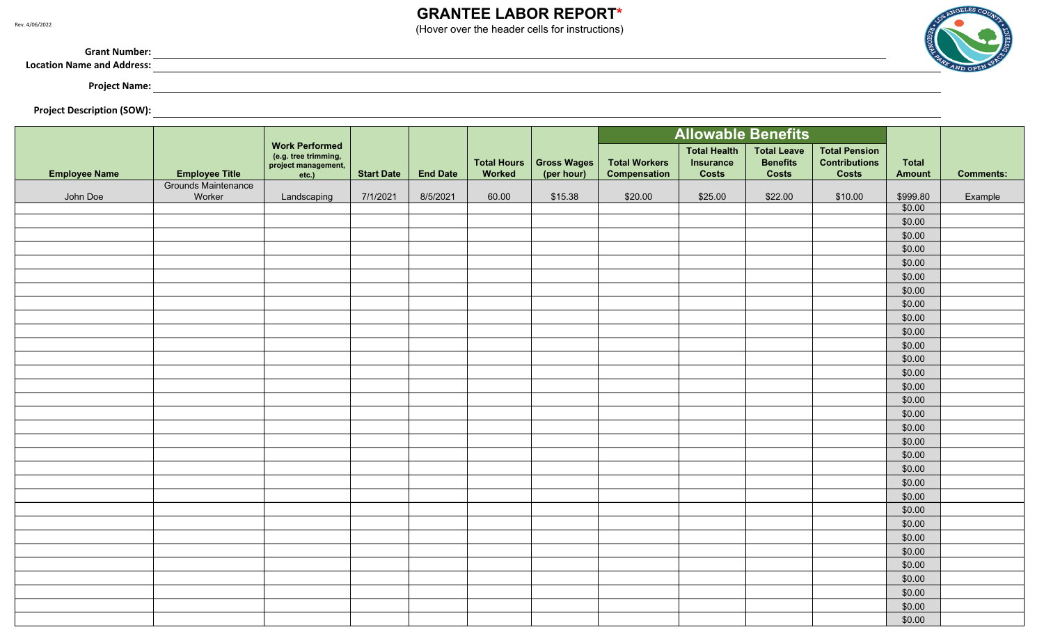Rev. 4/06/2022

# GRANTEE LABOR REPORT*

(Hover over the header cells for instructions)

**Grant Number:**

**Location Name and Address:**

**Project Name:**

**Project Description (SOW):**

| Employee Name | Employee Title | Work Performed (e.g. tree trimming, project management, etc.) | Start Date | End Date | Total Hours Worked | Gross Wages (per hour) | Allowable Benefits | | | | Total Amount | Comments: |
|---|---|---|---|---|---|---|---|---|---|---|---|---|
| | | | | | | | Total Workers Compensation | Total Health Insurance Costs | Total Leave Benefits Costs | Total Pension Contributions Costs | | |
| John Doe | Grounds Maintenance Worker | Landscaping | 7/1/2021 | 8/5/2021 | 60.00 | $15.38 | $20.00 | $25.00 | $22.00 | $10.00 | $999.80 | Example |
| | | | | | | | | | | | $0.00 | |
| | | | | | | | | | | | $0.00 | |
| | | | | | | | | | | | $0.00 | |
| | | | | | | | | | | | $0.00 | |
| | | | | | | | | | | | $0.00 | |
| | | | | | | | | | | | $0.00 | |
| | | | | | | | | | | | $0.00 | |
| | | | | | | | | | | | $0.00 | |
| | | | | | | | | | | | $0.00 | |
| | | | | | | | | | | | $0.00 | |
| | | | | | | | | | | | $0.00 | |
| | | | | | | | | | | | $0.00 | |
| | | | | | | | | | | | $0.00 | |
| | | | | | | | | | | | $0.00 | |
| | | | | | | | | | | | $0.00 | |
| | | | | | | | | | | | $0.00 | |
| | | | | | | | | | | | $0.00 | |
| | | | | | | | | | | | $0.00 | |
| | | | | | | | | | | | $0.00 | |
| | | | | | | | | | | | $0.00 | |
| | | | | | | | | | | | $0.00 | |
| | | | | | | | | | | | $0.00 | |
| | | | | | | | | | | | $0.00 | |
| | | | | | | | | | | | $0.00 | |
| | | | | | | | | | | | $0.00 | |
| | | | | | | | | | | | $0.00 | |
| | | | | | | | | | | | $0.00 | |
| | | | | | | | | | | | $0.00 | |
| | | | | | | | | | | | $0.00 | |
| | | | | | | | | | | | $0.00 | |
| | | | | | | | | | | | $0.00 | |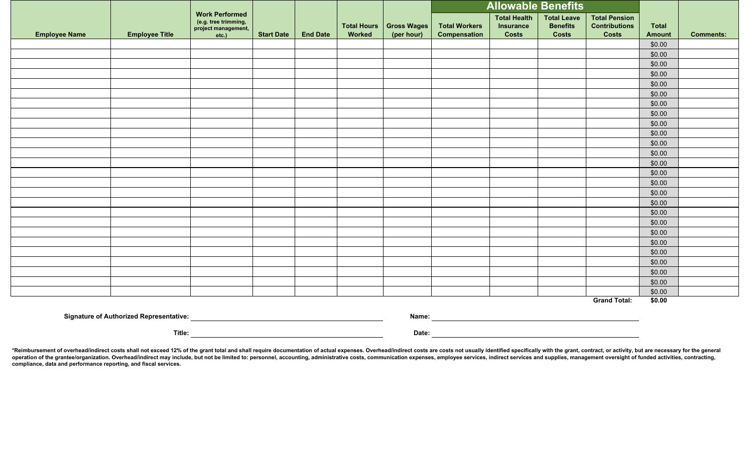| Employee Name | Employee Title | Work Performed (e.g. tree trimming, project management, etc.) | Start Date | End Date | Total Hours Worked | Gross Wages (per hour) | Allowable Benefits | | | | Total Amount | Comments: |
|---|---|---|---|---|---|---|---|---|---|---|---|---|
| | | | | | | | Total Workers Compensation | Total Health Insurance Costs | Total Leave Benefits Costs | Total Pension Contributions Costs | | |
| | | | | | | | | | | | $0.00 | |
| | | | | | | | | | | | $0.00 | |
| | | | | | | | | | | | $0.00 | |
| | | | | | | | | | | | $0.00 | |
| | | | | | | | | | | | $0.00 | |
| | | | | | | | | | | | $0.00 | |
| | | | | | | | | | | | $0.00 | |
| | | | | | | | | | | | $0.00 | |
| | | | | | | | | | | | $0.00 | |
| | | | | | | | | | | | $0.00 | |
| | | | | | | | | | | | $0.00 | |
| | | | | | | | | | | | $0.00 | |
| | | | | | | | | | | | $0.00 | |
| | | | | | | | | | | | $0.00 | |
| | | | | | | | | | | | $0.00 | |
| | | | | | | | | | | | $0.00 | |
| | | | | | | | | | | | $0.00 | |
| | | | | | | | | | | | $0.00 | |
| | | | | | | | | | | | $0.00 | |
| | | | | | | | | | | | $0.00 | |
| | | | | | | | | | | | $0.00 | |
| | | | | | | | | | | | $0.00 | |
| | | | | | | | | | | | $0.00 | |
| | | | | | | | | | | | $0.00 | |
| | | | | | | | | | | | $0.00 | |
| | | | | | | | | | | | $0.00 | |
| | | | | | | | | | | Grand Total: | $0.00 | |

**Signature of Authorized Representative:** ______________________ **Name:** ______________________

**Title:** ______________________ **Date:** ______________________

***Reimbursement of overhead/indirect costs shall not exceed 12% of the grant total and shall require documentation of actual expenses. Overhead/indirect costs are costs not usually identified specifically with the grant, contract, or activity, but are necessary for the general operation of the grantee/organization. Overhead/indirect may include, but not be limited to: personnel, accounting, administrative costs, communication expenses, employee services, indirect services and supplies, management oversight of funded activities, contracting, compliance, data and performance reporting, and fiscal services.**